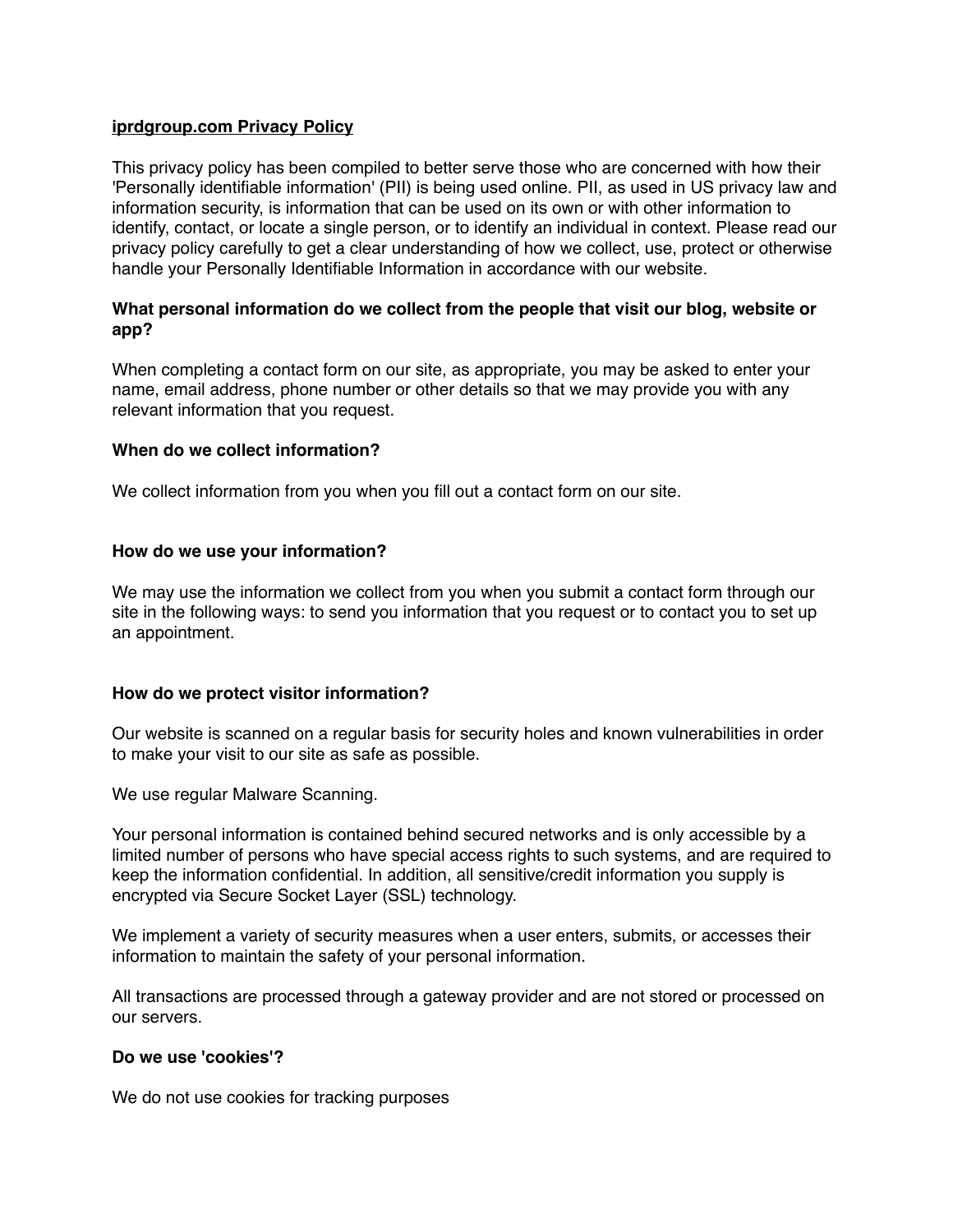# iprdgroup.com Privacy Policy

This privacy policy has been compiled to better serve those who are concerned with how their 'Personally identifiable information' (PII) is being used online. PII, as used in US privacy law and information security, is information that can be used on its own or with other information to identify, contact, or locate a single person, or to identify an individual in context. Please read our privacy policy carefully to get a clear understanding of how we collect, use, protect or otherwise handle your Personally Identifiable Information in accordance with our website.

**What personal information do we collect from the people that visit our blog, website or app?**

When completing a contact form on our site, as appropriate, you may be asked to enter your name, email address, phone number or other details so that we may provide you with any relevant information that you request.

**When do we collect information?**

We collect information from you when you fill out a contact form on our site.

**How do we use your information?**

We may use the information we collect from you when you submit a contact form through our site in the following ways: to send you information that you request or to contact you to set up an appointment.

**How do we protect visitor information?**

Our website is scanned on a regular basis for security holes and known vulnerabilities in order to make your visit to our site as safe as possible.

We use regular Malware Scanning.

Your personal information is contained behind secured networks and is only accessible by a limited number of persons who have special access rights to such systems, and are required to keep the information confidential. In addition, all sensitive/credit information you supply is encrypted via Secure Socket Layer (SSL) technology.

We implement a variety of security measures when a user enters, submits, or accesses their information to maintain the safety of your personal information.

All transactions are processed through a gateway provider and are not stored or processed on our servers.

**Do we use 'cookies'?**

We do not use cookies for tracking purposes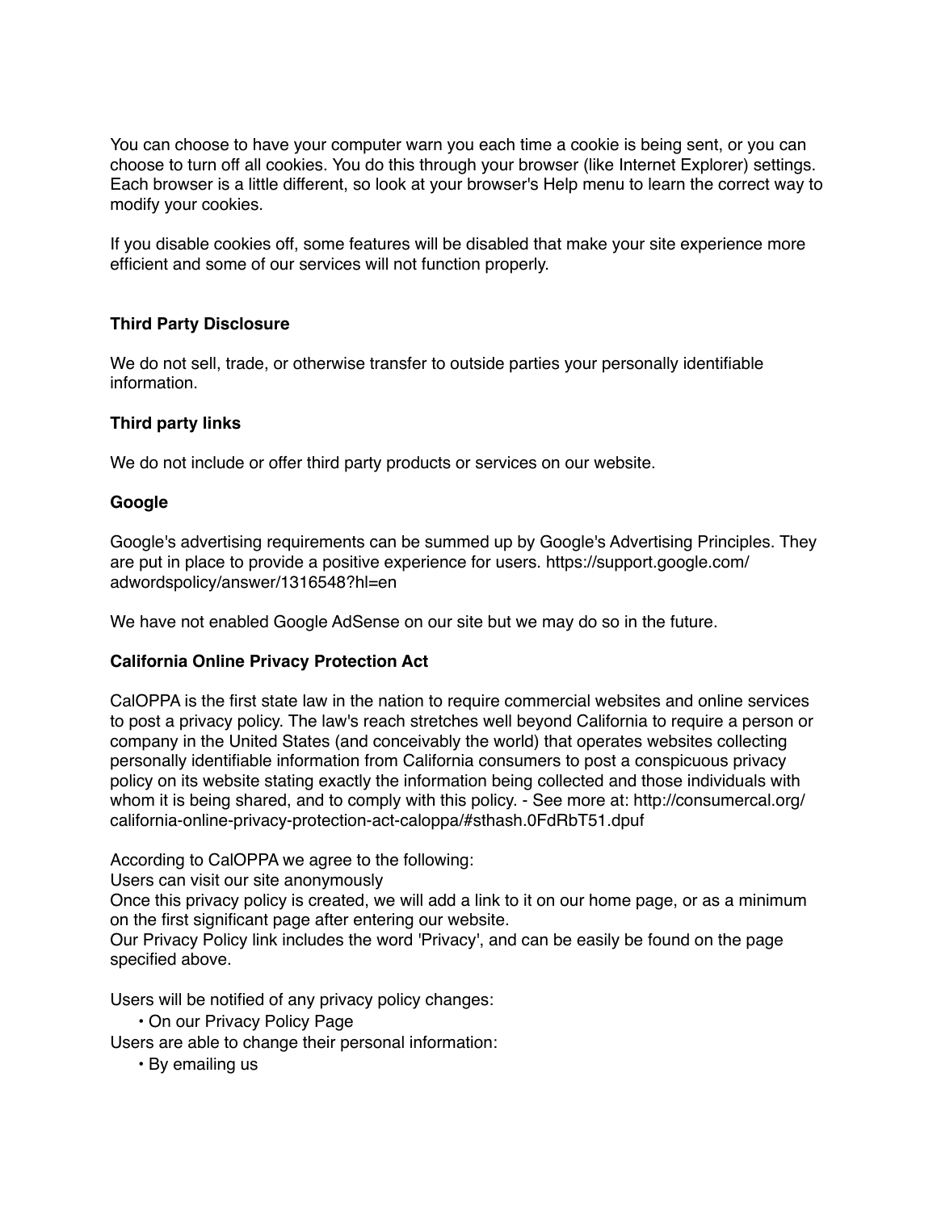You can choose to have your computer warn you each time a cookie is being sent, or you can choose to turn off all cookies. You do this through your browser (like Internet Explorer) settings. Each browser is a little different, so look at your browser's Help menu to learn the correct way to modify your cookies.

If you disable cookies off, some features will be disabled that make your site experience more efficient and some of our services will not function properly.

**Third Party Disclosure**

We do not sell, trade, or otherwise transfer to outside parties your personally identifiable information.

**Third party links**

We do not include or offer third party products or services on our website.

**Google**

Google's advertising requirements can be summed up by Google's Advertising Principles. They are put in place to provide a positive experience for users. https://support.google.com/adwordspolicy/answer/1316548?hl=en

We have not enabled Google AdSense on our site but we may do so in the future.

**California Online Privacy Protection Act**

CalOPPA is the first state law in the nation to require commercial websites and online services to post a privacy policy. The law's reach stretches well beyond California to require a person or company in the United States (and conceivably the world) that operates websites collecting personally identifiable information from California consumers to post a conspicuous privacy policy on its website stating exactly the information being collected and those individuals with whom it is being shared, and to comply with this policy. - See more at: http://consumercal.org/california-online-privacy-protection-act-caloppa/#sthash.0FdRbT51.dpuf

According to CalOPPA we agree to the following:
Users can visit our site anonymously
Once this privacy policy is created, we will add a link to it on our home page, or as a minimum on the first significant page after entering our website.
Our Privacy Policy link includes the word 'Privacy', and can be easily be found on the page specified above.

Users will be notified of any privacy policy changes:

- On our Privacy Policy Page

Users are able to change their personal information:

- By emailing us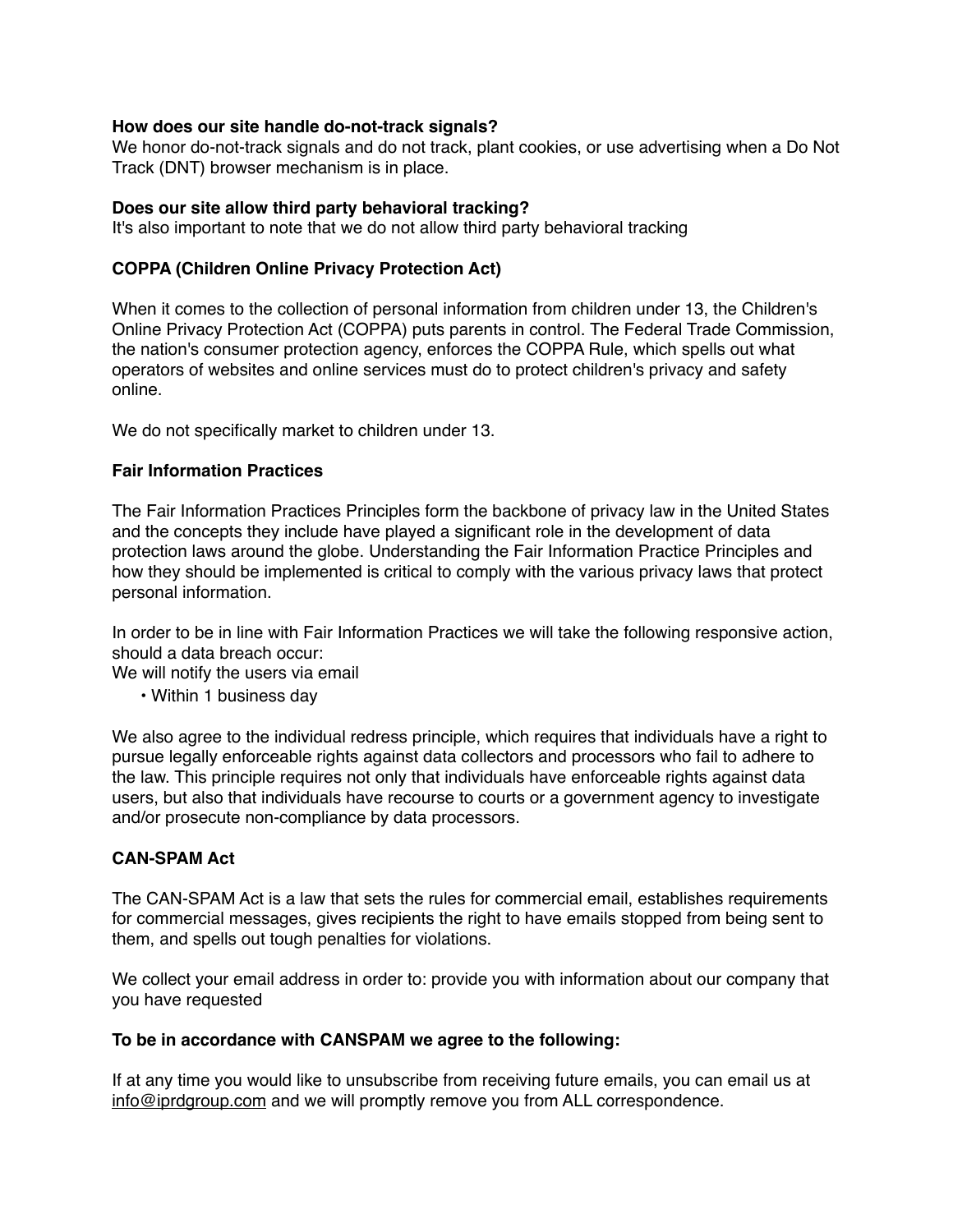**How does our site handle do-not-track signals?**
We honor do-not-track signals and do not track, plant cookies, or use advertising when a Do Not Track (DNT) browser mechanism is in place.

**Does our site allow third party behavioral tracking?**
It's also important to note that we do not allow third party behavioral tracking

**COPPA (Children Online Privacy Protection Act)**

When it comes to the collection of personal information from children under 13, the Children's Online Privacy Protection Act (COPPA) puts parents in control. The Federal Trade Commission, the nation's consumer protection agency, enforces the COPPA Rule, which spells out what operators of websites and online services must do to protect children's privacy and safety online.

We do not specifically market to children under 13.

**Fair Information Practices**

The Fair Information Practices Principles form the backbone of privacy law in the United States and the concepts they include have played a significant role in the development of data protection laws around the globe. Understanding the Fair Information Practice Principles and how they should be implemented is critical to comply with the various privacy laws that protect personal information.

In order to be in line with Fair Information Practices we will take the following responsive action, should a data breach occur:
We will notify the users via email

- Within 1 business day

We also agree to the individual redress principle, which requires that individuals have a right to pursue legally enforceable rights against data collectors and processors who fail to adhere to the law. This principle requires not only that individuals have enforceable rights against data users, but also that individuals have recourse to courts or a government agency to investigate and/or prosecute non-compliance by data processors.

**CAN-SPAM Act**

The CAN-SPAM Act is a law that sets the rules for commercial email, establishes requirements for commercial messages, gives recipients the right to have emails stopped from being sent to them, and spells out tough penalties for violations.

We collect your email address in order to: provide you with information about our company that you have requested

**To be in accordance with CANSPAM we agree to the following:**

If at any time you would like to unsubscribe from receiving future emails, you can email us at info@iprdgroup.com and we will promptly remove you from ALL correspondence.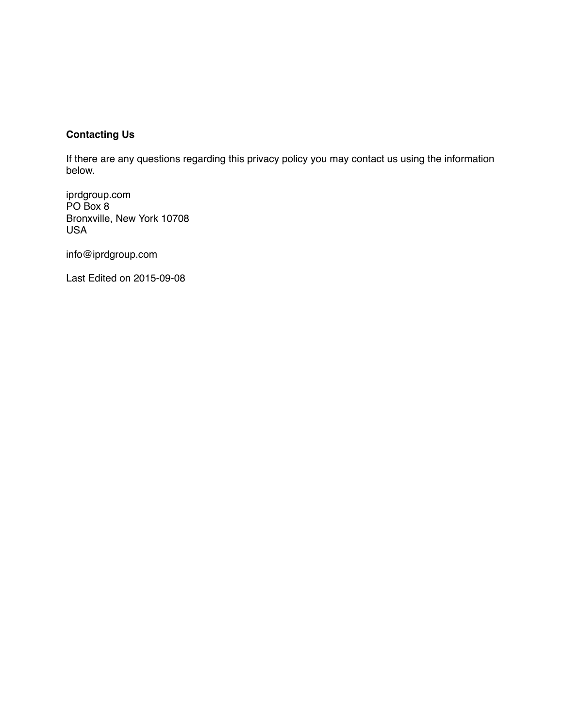**Contacting Us**

If there are any questions regarding this privacy policy you may contact us using the information below.

iprdgroup.com  
PO Box 8  
Bronxville, New York 10708  
USA

info@iprdgroup.com

Last Edited on 2015-09-08